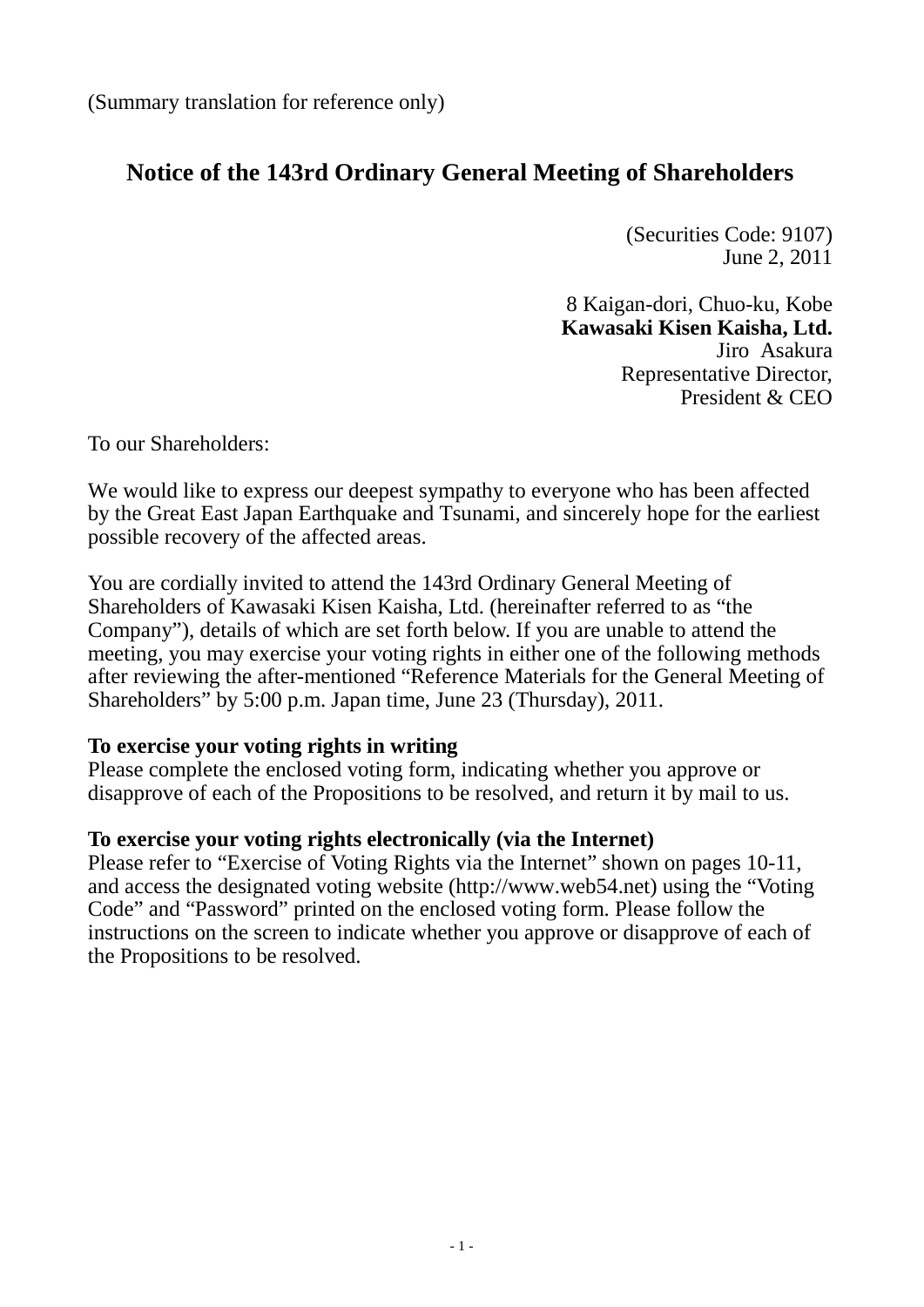(Summary translation for reference only)

# Notice of the 143rd Ordinary General Meeting of Shareholders

(Securities Code: 9107)
June 2, 2011

8 Kaigan-dori, Chuo-ku, Kobe
**Kawasaki Kisen Kaisha, Ltd.**
Jiro Asakura
Representative Director,
President & CEO

To our Shareholders:

We would like to express our deepest sympathy to everyone who has been affected by the Great East Japan Earthquake and Tsunami, and sincerely hope for the earliest possible recovery of the affected areas.

You are cordially invited to attend the 143rd Ordinary General Meeting of Shareholders of Kawasaki Kisen Kaisha, Ltd. (hereinafter referred to as "the Company"), details of which are set forth below. If you are unable to attend the meeting, you may exercise your voting rights in either one of the following methods after reviewing the after-mentioned "Reference Materials for the General Meeting of Shareholders" by 5:00 p.m. Japan time, June 23 (Thursday), 2011.

**To exercise your voting rights in writing**
Please complete the enclosed voting form, indicating whether you approve or disapprove of each of the Propositions to be resolved, and return it by mail to us.

**To exercise your voting rights electronically (via the Internet)**
Please refer to "Exercise of Voting Rights via the Internet" shown on pages 10-11, and access the designated voting website (http://www.web54.net) using the "Voting Code" and "Password" printed on the enclosed voting form. Please follow the instructions on the screen to indicate whether you approve or disapprove of each of the Propositions to be resolved.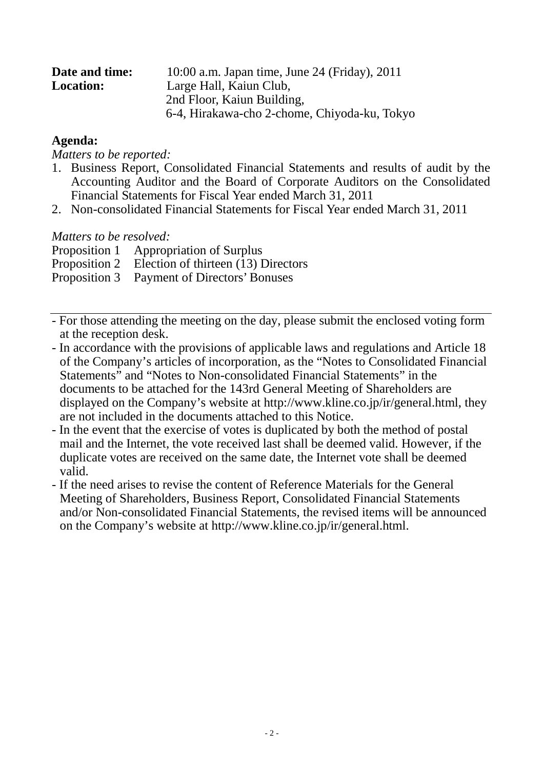**Date and time:** 10:00 a.m. Japan time, June 24 (Friday), 2011

**Location:** Large Hall, Kaiun Club,
2nd Floor, Kaiun Building,
6-4, Hirakawa-cho 2-chome, Chiyoda-ku, Tokyo

**Agenda:**

*Matters to be reported:*

1. Business Report, Consolidated Financial Statements and results of audit by the Accounting Auditor and the Board of Corporate Auditors on the Consolidated Financial Statements for Fiscal Year ended March 31, 2011
2. Non-consolidated Financial Statements for Fiscal Year ended March 31, 2011

*Matters to be resolved:*

Proposition 1 Appropriation of Surplus
Proposition 2 Election of thirteen (13) Directors
Proposition 3 Payment of Directors' Bonuses

---

- For those attending the meeting on the day, please submit the enclosed voting form at the reception desk.
- In accordance with the provisions of applicable laws and regulations and Article 18 of the Company's articles of incorporation, as the "Notes to Consolidated Financial Statements" and "Notes to Non-consolidated Financial Statements" in the documents to be attached for the 143rd General Meeting of Shareholders are displayed on the Company's website at http://www.kline.co.jp/ir/general.html, they are not included in the documents attached to this Notice.
- In the event that the exercise of votes is duplicated by both the method of postal mail and the Internet, the vote received last shall be deemed valid. However, if the duplicate votes are received on the same date, the Internet vote shall be deemed valid.
- If the need arises to revise the content of Reference Materials for the General Meeting of Shareholders, Business Report, Consolidated Financial Statements and/or Non-consolidated Financial Statements, the revised items will be announced on the Company's website at http://www.kline.co.jp/ir/general.html.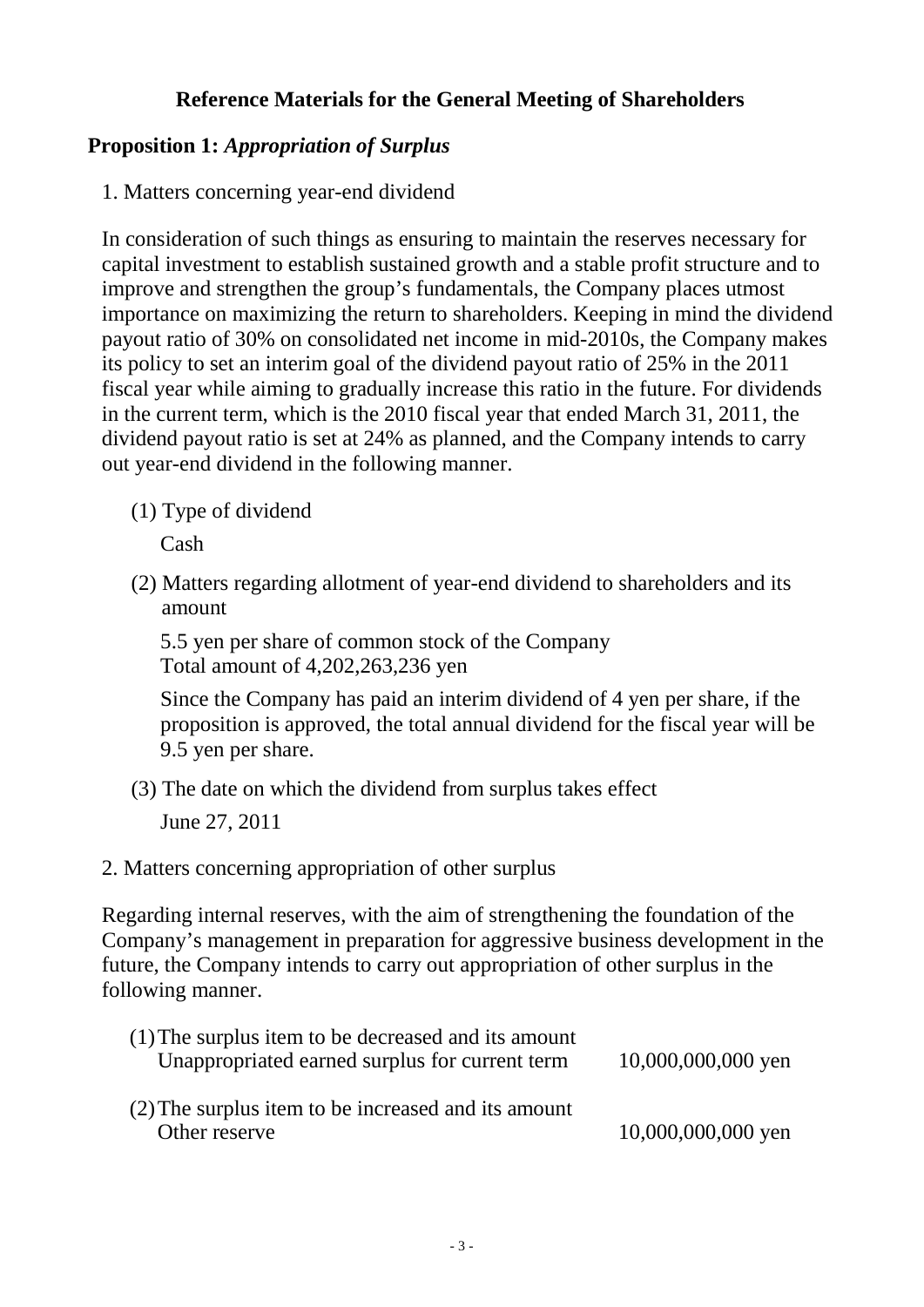# Reference Materials for the General Meeting of Shareholders

## Proposition 1: *Appropriation of Surplus*

1. Matters concerning year-end dividend

In consideration of such things as ensuring to maintain the reserves necessary for capital investment to establish sustained growth and a stable profit structure and to improve and strengthen the group's fundamentals, the Company places utmost importance on maximizing the return to shareholders. Keeping in mind the dividend payout ratio of 30% on consolidated net income in mid-2010s, the Company makes its policy to set an interim goal of the dividend payout ratio of 25% in the 2011 fiscal year while aiming to gradually increase this ratio in the future. For dividends in the current term, which is the 2010 fiscal year that ended March 31, 2011, the dividend payout ratio is set at 24% as planned, and the Company intends to carry out year-end dividend in the following manner.

(1) Type of dividend

Cash

(2) Matters regarding allotment of year-end dividend to shareholders and its amount

5.5 yen per share of common stock of the Company
Total amount of 4,202,263,236 yen

Since the Company has paid an interim dividend of 4 yen per share, if the proposition is approved, the total annual dividend for the fiscal year will be 9.5 yen per share.

(3) The date on which the dividend from surplus takes effect

June 27, 2011

2. Matters concerning appropriation of other surplus

Regarding internal reserves, with the aim of strengthening the foundation of the Company's management in preparation for aggressive business development in the future, the Company intends to carry out appropriation of other surplus in the following manner.

(1) The surplus item to be decreased and its amount
Unappropriated earned surplus for current term 10,000,000,000 yen

(2) The surplus item to be increased and its amount
Other reserve 10,000,000,000 yen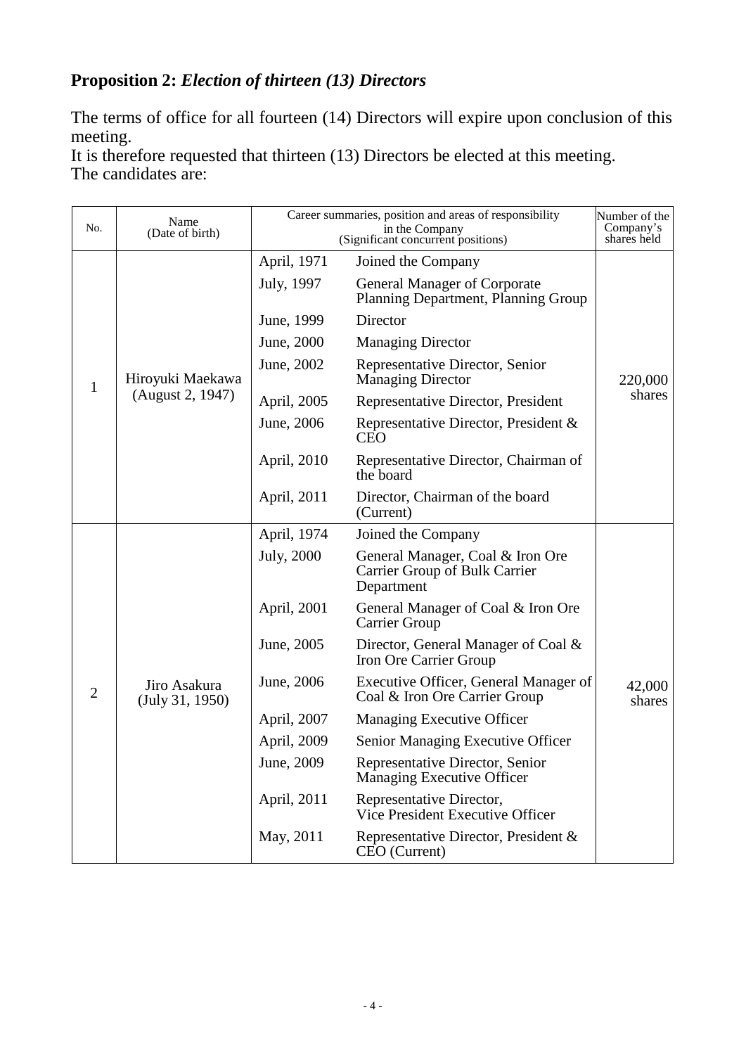**Proposition 2:** ***Election of thirteen (13) Directors***

The terms of office for all fourteen (14) Directors will expire upon conclusion of this meeting.
It is therefore requested that thirteen (13) Directors be elected at this meeting.
The candidates are:

| No. | Name (Date of birth) | Career summaries, position and areas of responsibility in the Company (Significant concurrent positions) | | Number of the Company's shares held |
|---|---|---|---|---|
| 1 | Hiroyuki Maekawa (August 2, 1947) | April, 1971 | Joined the Company | 220,000 shares |
| | | July, 1997 | General Manager of Corporate Planning Department, Planning Group | |
| | | June, 1999 | Director | |
| | | June, 2000 | Managing Director | |
| | | June, 2002 | Representative Director, Senior Managing Director | |
| | | April, 2005 | Representative Director, President | |
| | | June, 2006 | Representative Director, President & CEO | |
| | | April, 2010 | Representative Director, Chairman of the board | |
| | | April, 2011 | Director, Chairman of the board (Current) | |
| 2 | Jiro Asakura (July 31, 1950) | April, 1974 | Joined the Company | 42,000 shares |
| | | July, 2000 | General Manager, Coal & Iron Ore Carrier Group of Bulk Carrier Department | |
| | | April, 2001 | General Manager of Coal & Iron Ore Carrier Group | |
| | | June, 2005 | Director, General Manager of Coal & Iron Ore Carrier Group | |
| | | June, 2006 | Executive Officer, General Manager of Coal & Iron Ore Carrier Group | |
| | | April, 2007 | Managing Executive Officer | |
| | | April, 2009 | Senior Managing Executive Officer | |
| | | June, 2009 | Representative Director, Senior Managing Executive Officer | |
| | | April, 2011 | Representative Director, Vice President Executive Officer | |
| | | May, 2011 | Representative Director, President & CEO (Current) | |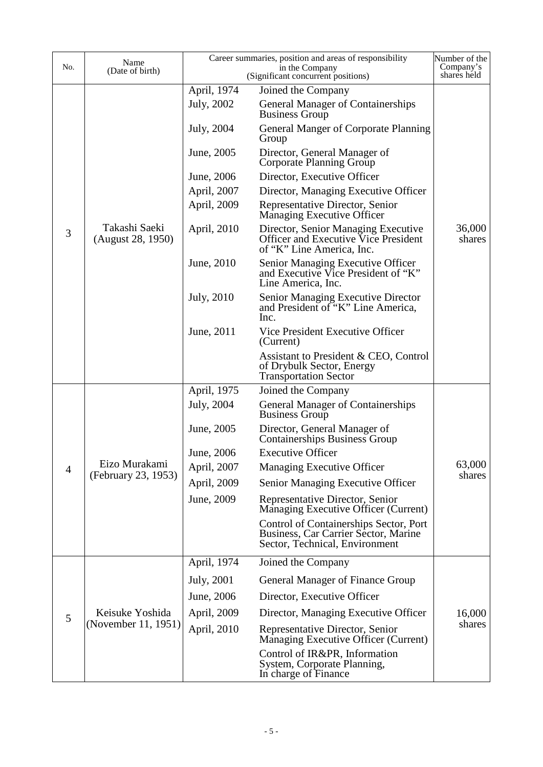| No. | Name (Date of birth) | Career summaries, position and areas of responsibility in the Company (Significant concurrent positions) | | Number of the Company's shares held |
|---|---|---|---|---|
| 3 | Takashi Saeki (August 28, 1950) | April, 1974 | Joined the Company | 36,000 shares |
| | | July, 2002 | General Manager of Containerships Business Group | |
| | | July, 2004 | General Manger of Corporate Planning Group | |
| | | June, 2005 | Director, General Manager of Corporate Planning Group | |
| | | June, 2006 | Director, Executive Officer | |
| | | April, 2007 | Director, Managing Executive Officer | |
| | | April, 2009 | Representative Director, Senior Managing Executive Officer | |
| | | April, 2010 | Director, Senior Managing Executive Officer and Executive Vice President of "K" Line America, Inc. | |
| | | June, 2010 | Senior Managing Executive Officer and Executive Vice President of "K" Line America, Inc. | |
| | | July, 2010 | Senior Managing Executive Director and President of "K" Line America, Inc. | |
| | | June, 2011 | Vice President Executive Officer (Current) | |
| | | | Assistant to President & CEO, Control of Drybulk Sector, Energy Transportation Sector | |
| 4 | Eizo Murakami (February 23, 1953) | April, 1975 | Joined the Company | 63,000 shares |
| | | July, 2004 | General Manager of Containerships Business Group | |
| | | June, 2005 | Director, General Manager of Containerships Business Group | |
| | | June, 2006 | Executive Officer | |
| | | April, 2007 | Managing Executive Officer | |
| | | April, 2009 | Senior Managing Executive Officer | |
| | | June, 2009 | Representative Director, Senior Managing Executive Officer (Current) | |
| | | | Control of Containerships Sector, Port Business, Car Carrier Sector, Marine Sector, Technical, Environment | |
| 5 | Keisuke Yoshida (November 11, 1951) | April, 1974 | Joined the Company | 16,000 shares |
| | | July, 2001 | General Manager of Finance Group | |
| | | June, 2006 | Director, Executive Officer | |
| | | April, 2009 | Director, Managing Executive Officer | |
| | | April, 2010 | Representative Director, Senior Managing Executive Officer (Current) | |
| | | | Control of IR&PR, Information System, Corporate Planning, In charge of Finance | |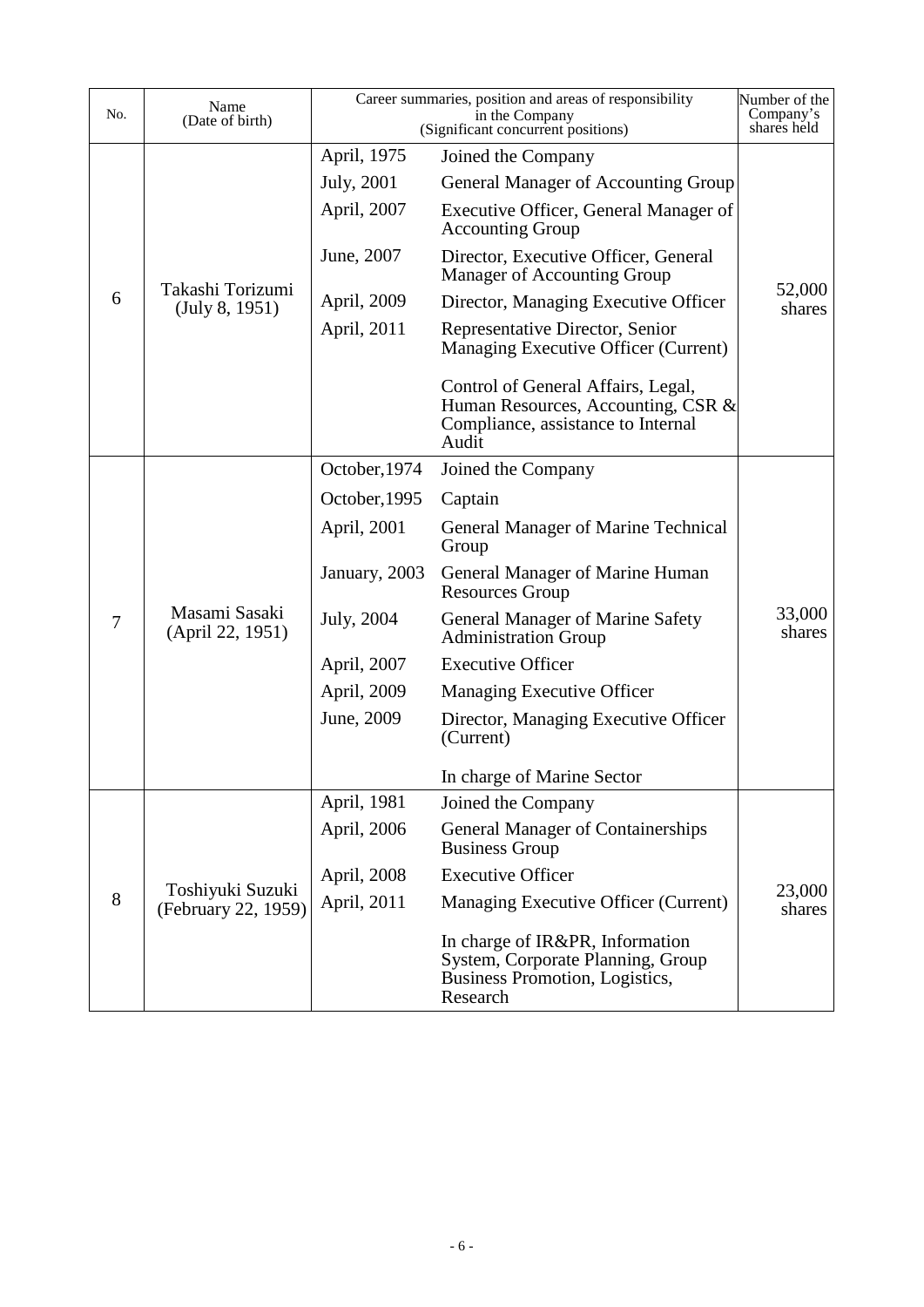| No. | Name (Date of birth) | Career summaries, position and areas of responsibility in the Company (Significant concurrent positions) | | Number of the Company's shares held |
|---|---|---|---|---|
| 6 | Takashi Torizumi (July 8, 1951) | April, 1975 | Joined the Company | 52,000 shares |
| | | July, 2001 | General Manager of Accounting Group | |
| | | April, 2007 | Executive Officer, General Manager of Accounting Group | |
| | | June, 2007 | Director, Executive Officer, General Manager of Accounting Group | |
| | | April, 2009 | Director, Managing Executive Officer | |
| | | April, 2011 | Representative Director, Senior Managing Executive Officer (Current) | |
| | | | Control of General Affairs, Legal, Human Resources, Accounting, CSR & Compliance, assistance to Internal Audit | |
| 7 | Masami Sasaki (April 22, 1951) | October, 1974 | Joined the Company | 33,000 shares |
| | | October, 1995 | Captain | |
| | | April, 2001 | General Manager of Marine Technical Group | |
| | | January, 2003 | General Manager of Marine Human Resources Group | |
| | | July, 2004 | General Manager of Marine Safety Administration Group | |
| | | April, 2007 | Executive Officer | |
| | | April, 2009 | Managing Executive Officer | |
| | | June, 2009 | Director, Managing Executive Officer (Current) | |
| | | | In charge of Marine Sector | |
| 8 | Toshiyuki Suzuki (February 22, 1959) | April, 1981 | Joined the Company | 23,000 shares |
| | | April, 2006 | General Manager of Containerships Business Group | |
| | | April, 2008 | Executive Officer | |
| | | April, 2011 | Managing Executive Officer (Current) | |
| | | | In charge of IR&PR, Information System, Corporate Planning, Group Business Promotion, Logistics, Research | |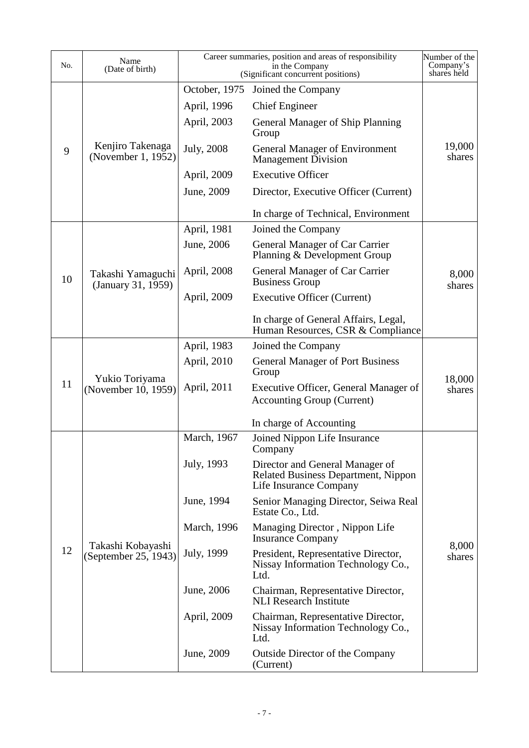| No. | Name (Date of birth) | Career summaries, position and areas of responsibility in the Company (Significant concurrent positions) | | Number of the Company's shares held |
|---|---|---|---|---|
| 9 | Kenjiro Takenaga (November 1, 1952) | October, 1975 | Joined the Company | 19,000 shares |
| | | April, 1996 | Chief Engineer | |
| | | April, 2003 | General Manager of Ship Planning Group | |
| | | July, 2008 | General Manager of Environment Management Division | |
| | | April, 2009 | Executive Officer | |
| | | June, 2009 | Director, Executive Officer (Current) | |
| | | | In charge of Technical, Environment | |
| 10 | Takashi Yamaguchi (January 31, 1959) | April, 1981 | Joined the Company | 8,000 shares |
| | | June, 2006 | General Manager of Car Carrier Planning & Development Group | |
| | | April, 2008 | General Manager of Car Carrier Business Group | |
| | | April, 2009 | Executive Officer (Current) | |
| | | | In charge of General Affairs, Legal, Human Resources, CSR & Compliance | |
| 11 | Yukio Toriyama (November 10, 1959) | April, 1983 | Joined the Company | 18,000 shares |
| | | April, 2010 | General Manager of Port Business Group | |
| | | April, 2011 | Executive Officer, General Manager of Accounting Group (Current) | |
| | | | In charge of Accounting | |
| 12 | Takashi Kobayashi (September 25, 1943) | March, 1967 | Joined Nippon Life Insurance Company | 8,000 shares |
| | | July, 1993 | Director and General Manager of Related Business Department, Nippon Life Insurance Company | |
| | | June, 1994 | Senior Managing Director, Seiwa Real Estate Co., Ltd. | |
| | | March, 1996 | Managing Director , Nippon Life Insurance Company | |
| | | July, 1999 | President, Representative Director, Nissay Information Technology Co., Ltd. | |
| | | June, 2006 | Chairman, Representative Director, NLI Research Institute | |
| | | April, 2009 | Chairman, Representative Director, Nissay Information Technology Co., Ltd. | |
| | | June, 2009 | Outside Director of the Company (Current) | |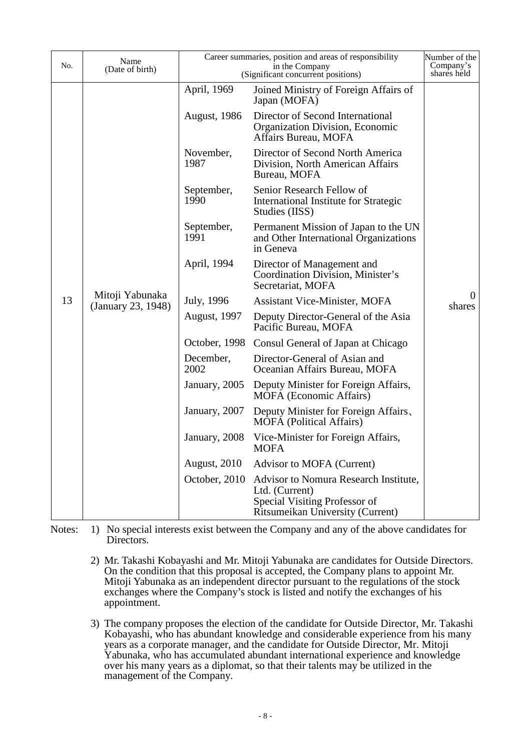| No. | Name (Date of birth) | Career summaries, position and areas of responsibility in the Company (Significant concurrent positions) | | Number of the Company's shares held |
|---|---|---|---|---|
| 13 | Mitoji Yabunaka (January 23, 1948) | April, 1969 | Joined Ministry of Foreign Affairs of Japan (MOFA) | 0 shares |
| | | August, 1986 | Director of Second International Organization Division, Economic Affairs Bureau, MOFA | |
| | | November, 1987 | Director of Second North America Division, North American Affairs Bureau, MOFA | |
| | | September, 1990 | Senior Research Fellow of International Institute for Strategic Studies (IISS) | |
| | | September, 1991 | Permanent Mission of Japan to the UN and Other International Organizations in Geneva | |
| | | April, 1994 | Director of Management and Coordination Division, Minister's Secretariat, MOFA | |
| | | July, 1996 | Assistant Vice-Minister, MOFA | |
| | | August, 1997 | Deputy Director-General of the Asia Pacific Bureau, MOFA | |
| | | October, 1998 | Consul General of Japan at Chicago | |
| | | December, 2002 | Director-General of Asian and Oceanian Affairs Bureau, MOFA | |
| | | January, 2005 | Deputy Minister for Foreign Affairs, MOFA (Economic Affairs) | |
| | | January, 2007 | Deputy Minister for Foreign Affairs、MOFA (Political Affairs) | |
| | | January, 2008 | Vice-Minister for Foreign Affairs, MOFA | |
| | | August, 2010 | Advisor to MOFA (Current) | |
| | | October, 2010 | Advisor to Nomura Research Institute, Ltd. (Current)<br>Special Visiting Professor of Ritsumeikan University (Current) | |

Notes:

1) No special interests exist between the Company and any of the above candidates for Directors.

2) Mr. Takashi Kobayashi and Mr. Mitoji Yabunaka are candidates for Outside Directors. On the condition that this proposal is accepted, the Company plans to appoint Mr. Mitoji Yabunaka as an independent director pursuant to the regulations of the stock exchanges where the Company's stock is listed and notify the exchanges of his appointment.

3) The company proposes the election of the candidate for Outside Director, Mr. Takashi Kobayashi, who has abundant knowledge and considerable experience from his many years as a corporate manager, and the candidate for Outside Director, Mr. Mitoji Yabunaka, who has accumulated abundant international experience and knowledge over his many years as a diplomat, so that their talents may be utilized in the management of the Company.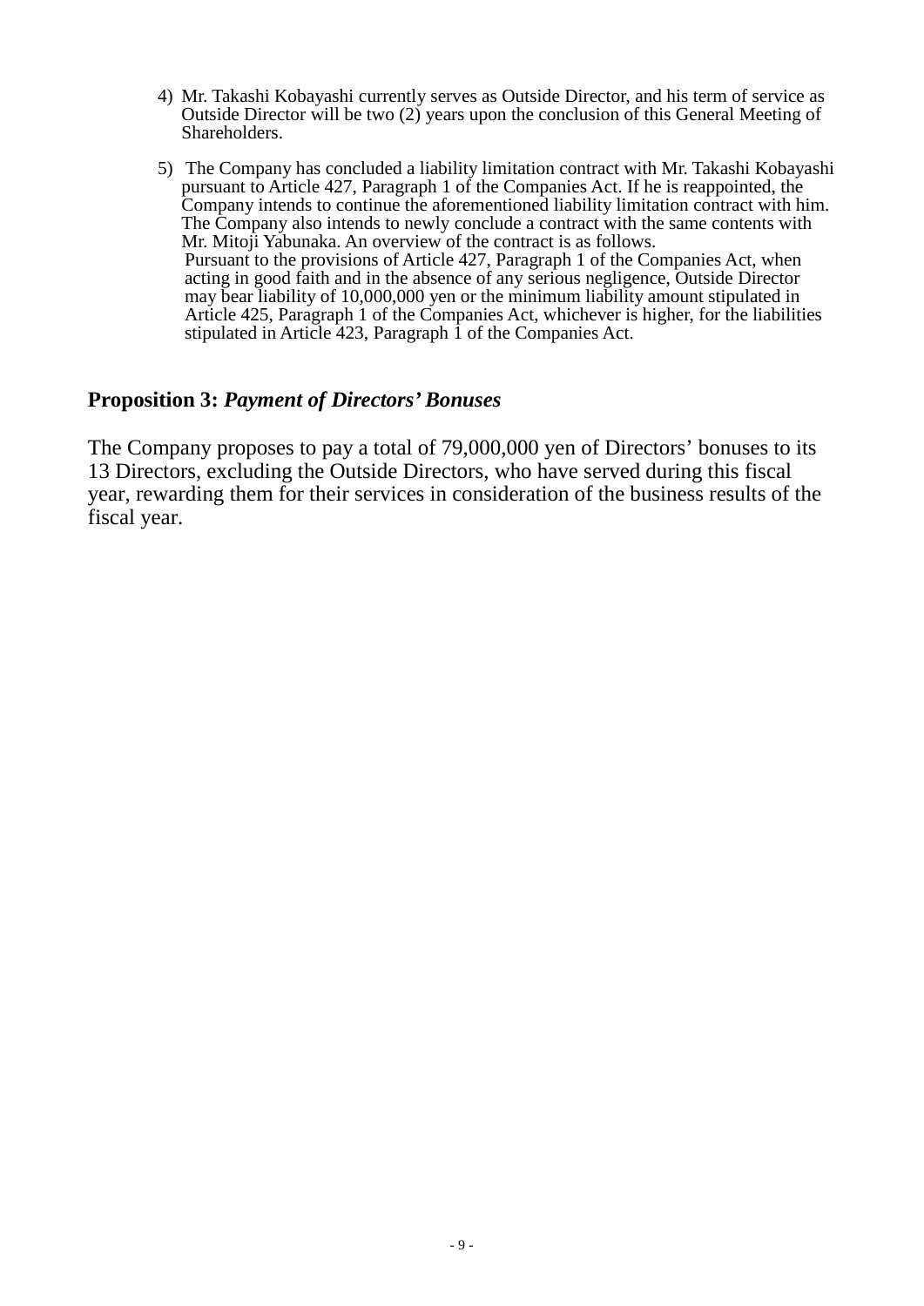4) Mr. Takashi Kobayashi currently serves as Outside Director, and his term of service as Outside Director will be two (2) years upon the conclusion of this General Meeting of Shareholders.

5) The Company has concluded a liability limitation contract with Mr. Takashi Kobayashi pursuant to Article 427, Paragraph 1 of the Companies Act. If he is reappointed, the Company intends to continue the aforementioned liability limitation contract with him. The Company also intends to newly conclude a contract with the same contents with Mr. Mitoji Yabunaka. An overview of the contract is as follows.
   Pursuant to the provisions of Article 427, Paragraph 1 of the Companies Act, when acting in good faith and in the absence of any serious negligence, Outside Director may bear liability of 10,000,000 yen or the minimum liability amount stipulated in Article 425, Paragraph 1 of the Companies Act, whichever is higher, for the liabilities stipulated in Article 423, Paragraph 1 of the Companies Act.

## Proposition 3: *Payment of Directors' Bonuses*

The Company proposes to pay a total of 79,000,000 yen of Directors' bonuses to its 13 Directors, excluding the Outside Directors, who have served during this fiscal year, rewarding them for their services in consideration of the business results of the fiscal year.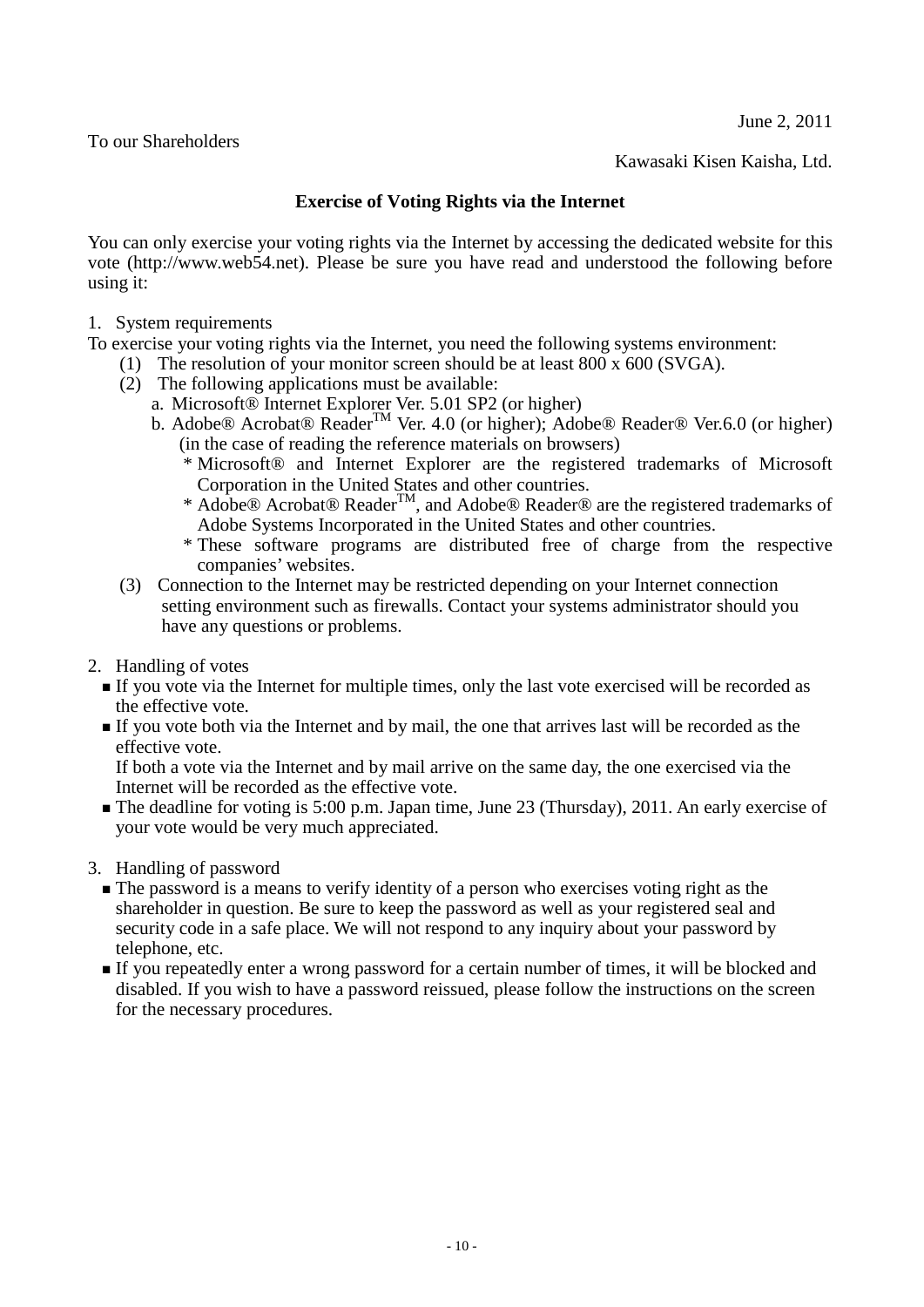June 2, 2011

To our Shareholders

Kawasaki Kisen Kaisha, Ltd.

**Exercise of Voting Rights via the Internet**

You can only exercise your voting rights via the Internet by accessing the dedicated website for this vote (http://www.web54.net). Please be sure you have read and understood the following before using it:

1. System requirements

To exercise your voting rights via the Internet, you need the following systems environment:

(1) The resolution of your monitor screen should be at least 800 x 600 (SVGA).

(2) The following applications must be available:

a. Microsoft® Internet Explorer Ver. 5.01 SP2 (or higher)

b. Adobe® Acrobat® Reader™ Ver. 4.0 (or higher); Adobe® Reader® Ver.6.0 (or higher) (in the case of reading the reference materials on browsers)

\* Microsoft® and Internet Explorer are the registered trademarks of Microsoft Corporation in the United States and other countries.

\* Adobe® Acrobat® Reader™, and Adobe® Reader® are the registered trademarks of Adobe Systems Incorporated in the United States and other countries.

\* These software programs are distributed free of charge from the respective companies' websites.

(3) Connection to the Internet may be restricted depending on your Internet connection setting environment such as firewalls. Contact your systems administrator should you have any questions or problems.

2. Handling of votes

- If you vote via the Internet for multiple times, only the last vote exercised will be recorded as the effective vote.
- If you vote both via the Internet and by mail, the one that arrives last will be recorded as the effective vote.
  If both a vote via the Internet and by mail arrive on the same day, the one exercised via the Internet will be recorded as the effective vote.
- The deadline for voting is 5:00 p.m. Japan time, June 23 (Thursday), 2011. An early exercise of your vote would be very much appreciated.

3. Handling of password

- The password is a means to verify identity of a person who exercises voting right as the shareholder in question. Be sure to keep the password as well as your registered seal and security code in a safe place. We will not respond to any inquiry about your password by telephone, etc.
- If you repeatedly enter a wrong password for a certain number of times, it will be blocked and disabled. If you wish to have a password reissued, please follow the instructions on the screen for the necessary procedures.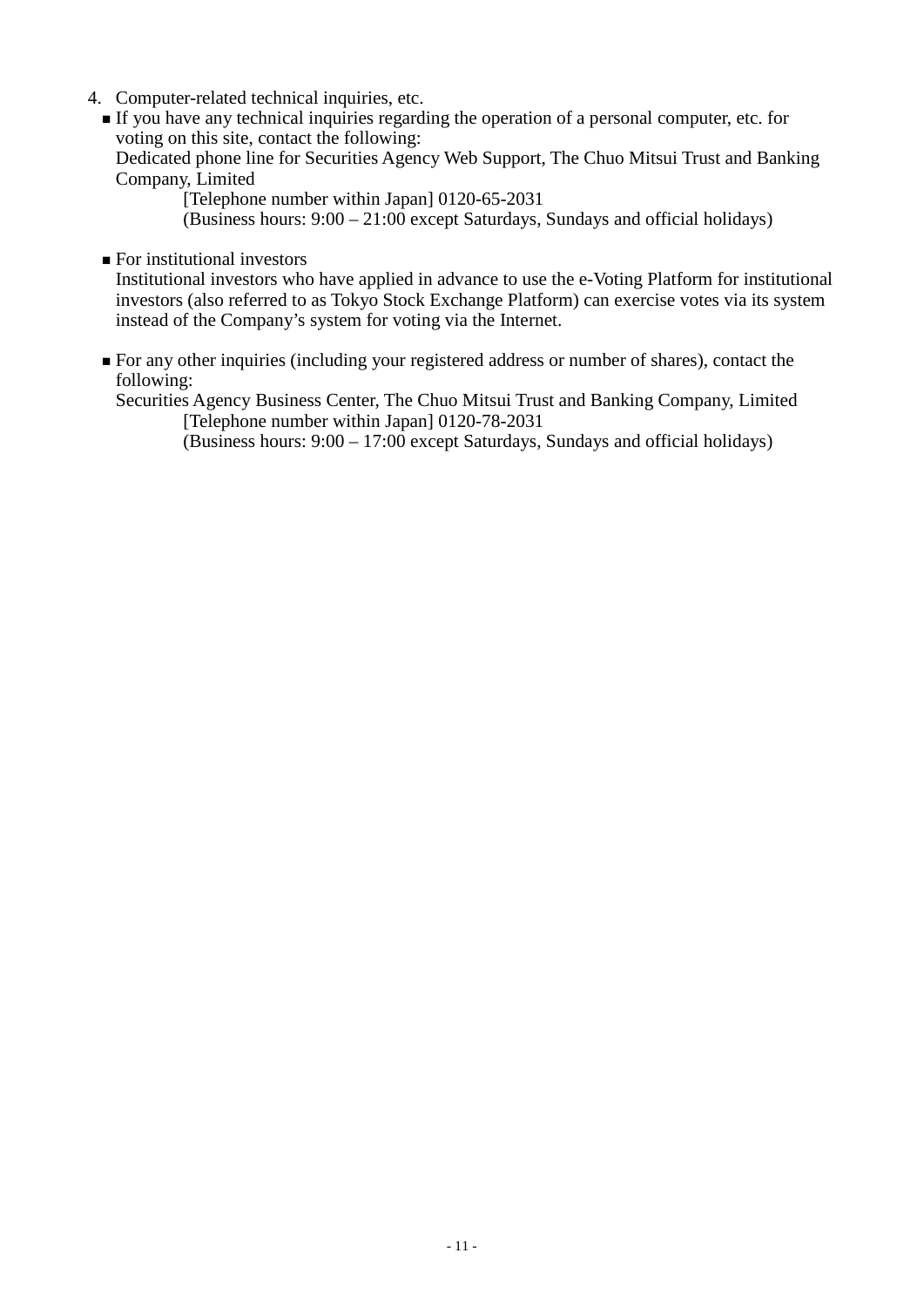4. Computer-related technical inquiries, etc.
   - If you have any technical inquiries regarding the operation of a personal computer, etc. for voting on this site, contact the following:
     Dedicated phone line for Securities Agency Web Support, The Chuo Mitsui Trust and Banking Company, Limited
     [Telephone number within Japan] 0120-65-2031
     (Business hours: 9:00 – 21:00 except Saturdays, Sundays and official holidays)

   - For institutional investors
     Institutional investors who have applied in advance to use the e-Voting Platform for institutional investors (also referred to as Tokyo Stock Exchange Platform) can exercise votes via its system instead of the Company's system for voting via the Internet.

   - For any other inquiries (including your registered address or number of shares), contact the following:
     Securities Agency Business Center, The Chuo Mitsui Trust and Banking Company, Limited
     [Telephone number within Japan] 0120-78-2031
     (Business hours: 9:00 – 17:00 except Saturdays, Sundays and official holidays)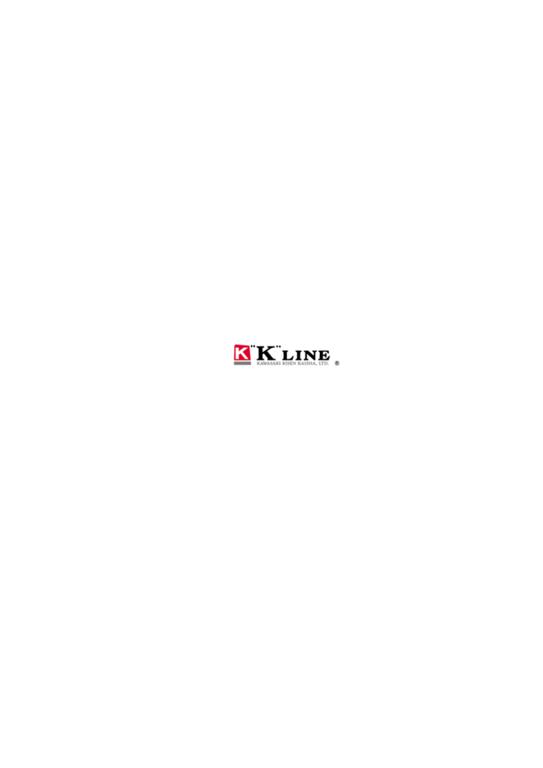"K" LINE

KAWASAKI KISEN KAISHA, LTD. ®